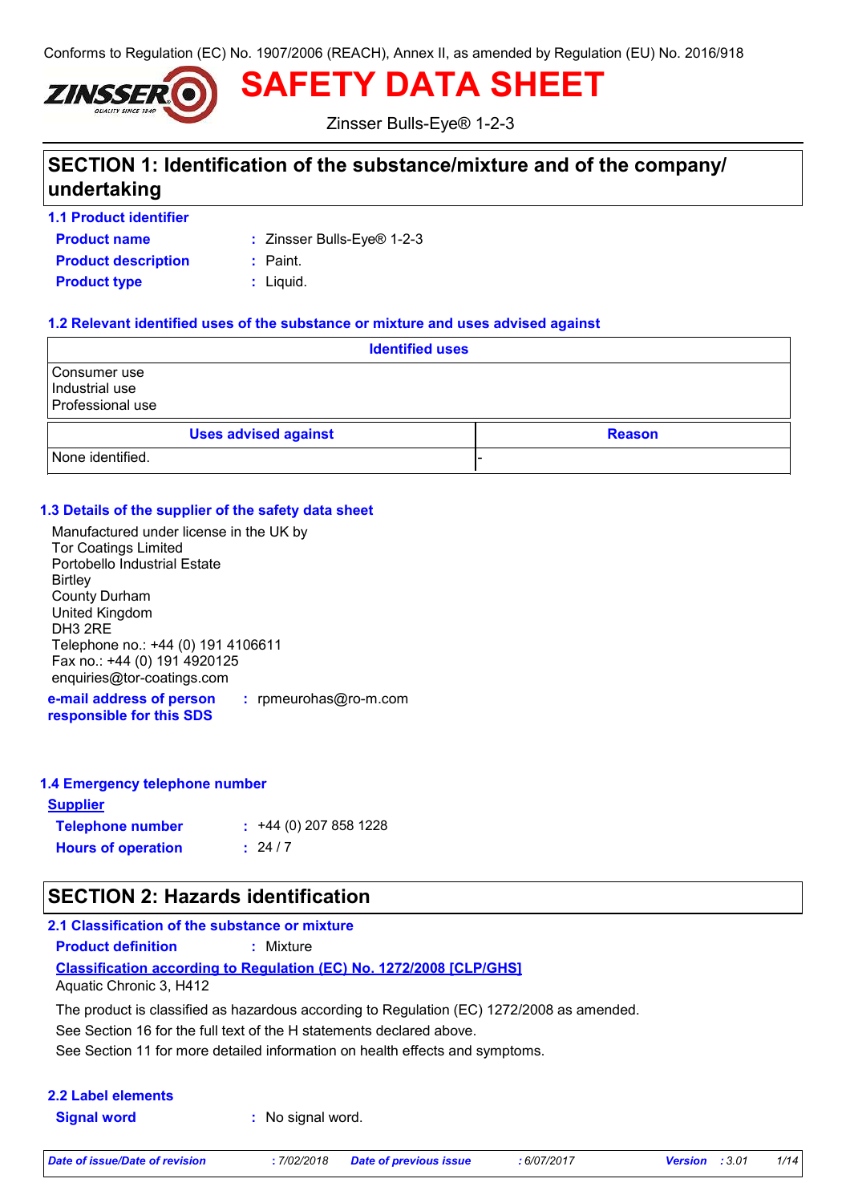Conforms to Regulation (EC) No. 1907/2006 (REACH), Annex II, as amended by Regulation (EU) No. 2016/918

# SAFETY DATA SHEET

Zinsser Bulls-Eye® 1-2-3

## SECTION 1: Identification of the substance/mixture and of the company/ undertaking

### 1.1 Product identifier

**Product name** : Zinsser Bulls-Eye® 1-2-3

**Product description** : Paint.

**Product type** : Liquid.

### 1.2 Relevant identified uses of the substance or mixture and uses advised against

| Identified uses | |
|---|---|
| Consumer use<br>Industrial use<br>Professional use | |
| **Uses advised against** | **Reason** |
| None identified. | - |

### 1.3 Details of the supplier of the safety data sheet

Manufactured under license in the UK by
Tor Coatings Limited
Portobello Industrial Estate
Birtley
County Durham
United Kingdom
DH3 2RE
Telephone no.: +44 (0) 191 4106611
Fax no.: +44 (0) 191 4920125
enquiries@tor-coatings.com

**e-mail address of person responsible for this SDS** : rpmeurohas@ro-m.com

### 1.4 Emergency telephone number

**Supplier**

**Telephone number** : +44 (0) 207 858 1228

**Hours of operation** : 24 / 7

## SECTION 2: Hazards identification

### 2.1 Classification of the substance or mixture

**Product definition** : Mixture

**Classification according to Regulation (EC) No. 1272/2008 [CLP/GHS]**

Aquatic Chronic 3, H412

The product is classified as hazardous according to Regulation (EC) 1272/2008 as amended.

See Section 16 for the full text of the H statements declared above.

See Section 11 for more detailed information on health effects and symptoms.

### 2.2 Label elements

**Signal word** : No signal word.

| *Date of issue/Date of revision* | *: 7/02/2018* | *Date of previous issue* | *: 6/07/2017* | *Version* | *: 3.01* |
|---|---|---|---|---|---|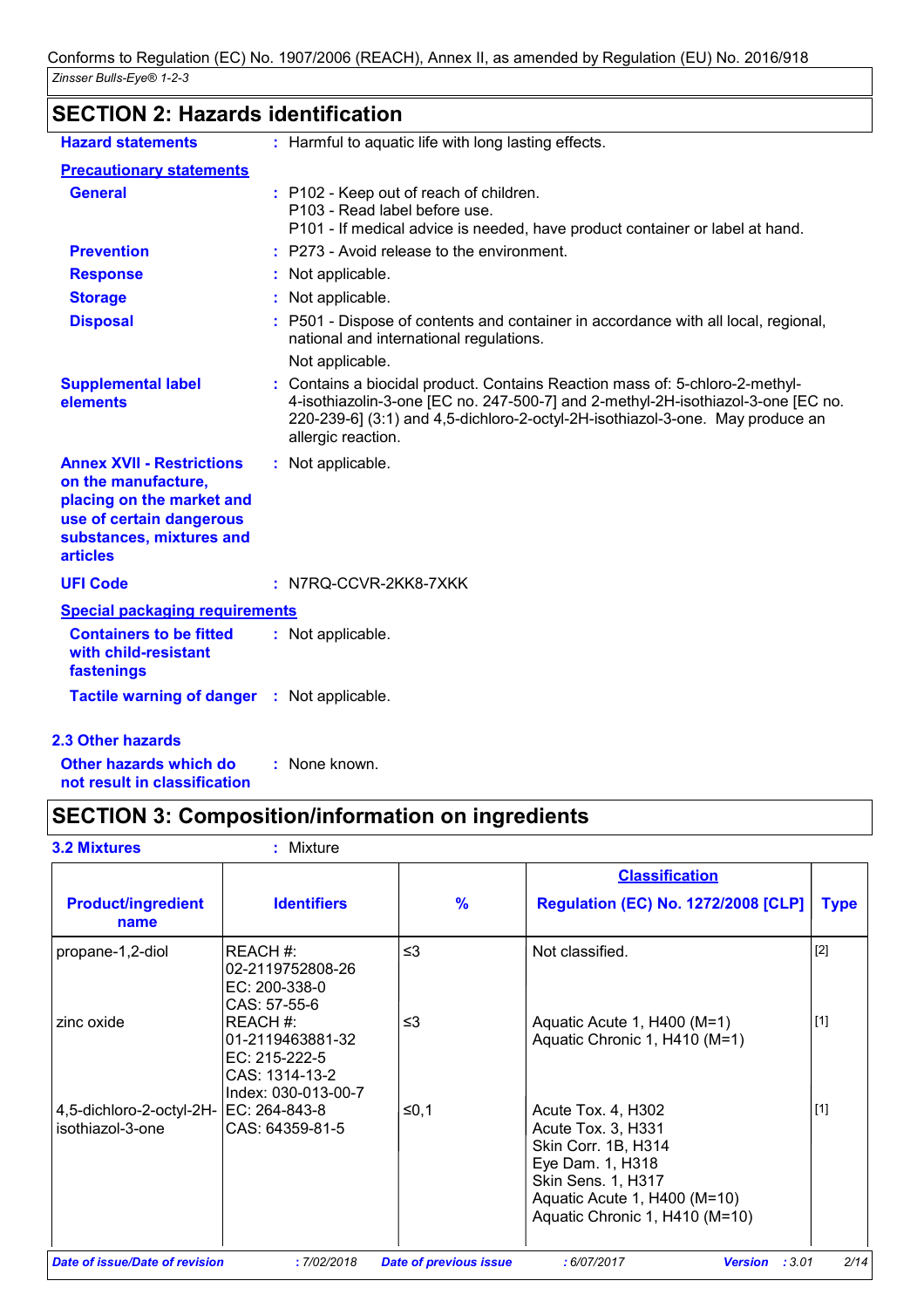## SECTION 2: Hazards identification

**Hazard statements** : Harmful to aquatic life with long lasting effects.

**Precautionary statements**

**General** : P102 - Keep out of reach of children.
P103 - Read label before use.
P101 - If medical advice is needed, have product container or label at hand.

**Prevention** : P273 - Avoid release to the environment.

**Response** : Not applicable.

**Storage** : Not applicable.

**Disposal** : P501 - Dispose of contents and container in accordance with all local, regional, national and international regulations.
Not applicable.

**Supplemental label elements** : Contains a biocidal product. Contains Reaction mass of: 5-chloro-2-methyl-4-isothiazolin-3-one [EC no. 247-500-7] and 2-methyl-2H-isothiazol-3-one [EC no. 220-239-6] (3:1) and 4,5-dichloro-2-octyl-2H-isothiazol-3-one. May produce an allergic reaction.

**Annex XVII - Restrictions on the manufacture, placing on the market and use of certain dangerous substances, mixtures and articles** : Not applicable.

**UFI Code** : N7RQ-CCVR-2KK8-7XKK

**Special packaging requirements**

**Containers to be fitted with child-resistant fastenings** : Not applicable.

**Tactile warning of danger** : Not applicable.

### 2.3 Other hazards

**Other hazards which do not result in classification** : None known.

## SECTION 3: Composition/information on ingredients

**3.2 Mixtures** : Mixture

| Product/ingredient name | Identifiers | % | Classification Regulation (EC) No. 1272/2008 [CLP] | Type |
|---|---|---|---|---|
| propane-1,2-diol | REACH #: 02-2119752808-26<br>EC: 200-338-0<br>CAS: 57-55-6 | ≤3 | Not classified. | [2] |
| zinc oxide | REACH #: 01-2119463881-32<br>EC: 215-222-5<br>CAS: 1314-13-2<br>Index: 030-013-00-7 | ≤3 | Aquatic Acute 1, H400 (M=1)<br>Aquatic Chronic 1, H410 (M=1) | [1] |
| 4,5-dichloro-2-octyl-2H-isothiazol-3-one | EC: 264-843-8<br>CAS: 64359-81-5 | ≤0,1 | Acute Tox. 4, H302<br>Acute Tox. 3, H331<br>Skin Corr. 1B, H314<br>Eye Dam. 1, H318<br>Skin Sens. 1, H317<br>Aquatic Acute 1, H400 (M=10)<br>Aquatic Chronic 1, H410 (M=10) | [1] |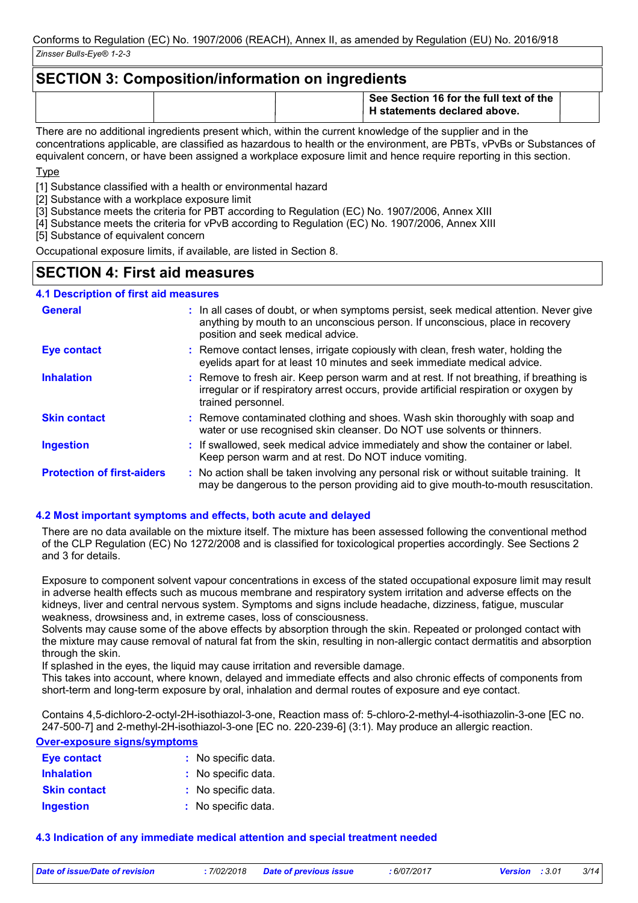## SECTION 3: Composition/information on ingredients

| | | | See Section 16 for the full text of the H statements declared above. | |
|---|---|---|---|---|

There are no additional ingredients present which, within the current knowledge of the supplier and in the concentrations applicable, are classified as hazardous to health or the environment, are PBTs, vPvBs or Substances of equivalent concern, or have been assigned a workplace exposure limit and hence require reporting in this section.

Type

[1] Substance classified with a health or environmental hazard
[2] Substance with a workplace exposure limit
[3] Substance meets the criteria for PBT according to Regulation (EC) No. 1907/2006, Annex XIII
[4] Substance meets the criteria for vPvB according to Regulation (EC) No. 1907/2006, Annex XIII
[5] Substance of equivalent concern

Occupational exposure limits, if available, are listed in Section 8.

## SECTION 4: First aid measures

### 4.1 Description of first aid measures

**General** : In all cases of doubt, or when symptoms persist, seek medical attention. Never give anything by mouth to an unconscious person. If unconscious, place in recovery position and seek medical advice.

**Eye contact** : Remove contact lenses, irrigate copiously with clean, fresh water, holding the eyelids apart for at least 10 minutes and seek immediate medical advice.

**Inhalation** : Remove to fresh air. Keep person warm and at rest. If not breathing, if breathing is irregular or if respiratory arrest occurs, provide artificial respiration or oxygen by trained personnel.

**Skin contact** : Remove contaminated clothing and shoes. Wash skin thoroughly with soap and water or use recognised skin cleanser. Do NOT use solvents or thinners.

**Ingestion** : If swallowed, seek medical advice immediately and show the container or label. Keep person warm and at rest. Do NOT induce vomiting.

**Protection of first-aiders** : No action shall be taken involving any personal risk or without suitable training. It may be dangerous to the person providing aid to give mouth-to-mouth resuscitation.

### 4.2 Most important symptoms and effects, both acute and delayed

There are no data available on the mixture itself. The mixture has been assessed following the conventional method of the CLP Regulation (EC) No 1272/2008 and is classified for toxicological properties accordingly. See Sections 2 and 3 for details.

Exposure to component solvent vapour concentrations in excess of the stated occupational exposure limit may result in adverse health effects such as mucous membrane and respiratory system irritation and adverse effects on the kidneys, liver and central nervous system. Symptoms and signs include headache, dizziness, fatigue, muscular weakness, drowsiness and, in extreme cases, loss of consciousness.
Solvents may cause some of the above effects by absorption through the skin. Repeated or prolonged contact with the mixture may cause removal of natural fat from the skin, resulting in non-allergic contact dermatitis and absorption through the skin.
If splashed in the eyes, the liquid may cause irritation and reversible damage.
This takes into account, where known, delayed and immediate effects and also chronic effects of components from short-term and long-term exposure by oral, inhalation and dermal routes of exposure and eye contact.

Contains 4,5-dichloro-2-octyl-2H-isothiazol-3-one, Reaction mass of: 5-chloro-2-methyl-4-isothiazolin-3-one [EC no. 247-500-7] and 2-methyl-2H-isothiazol-3-one [EC no. 220-239-6] (3:1). May produce an allergic reaction.

**Over-exposure signs/symptoms**

**Eye contact** : No specific data.
**Inhalation** : No specific data.
**Skin contact** : No specific data.
**Ingestion** : No specific data.

### 4.3 Indication of any immediate medical attention and special treatment needed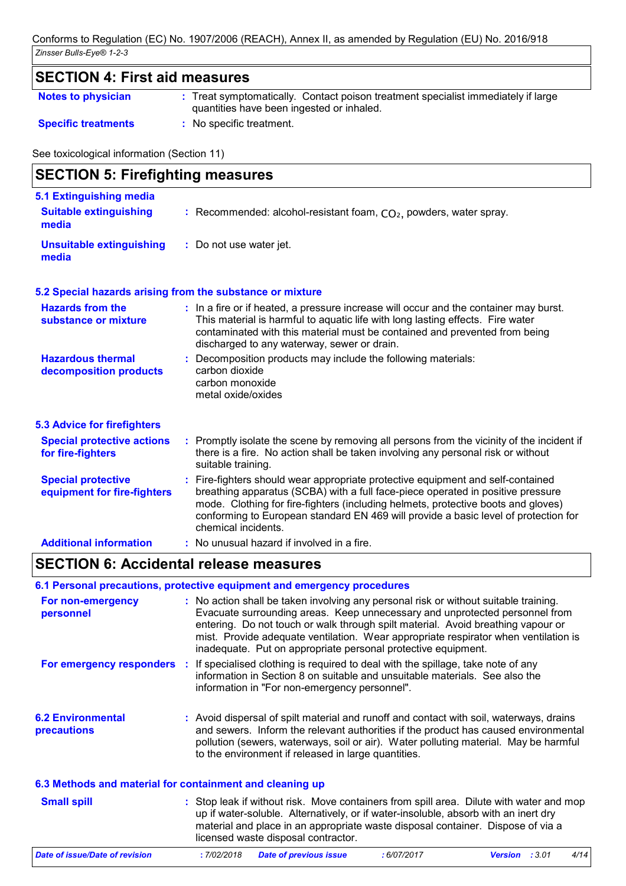## SECTION 4: First aid measures

**Notes to physician** : Treat symptomatically. Contact poison treatment specialist immediately if large quantities have been ingested or inhaled.

**Specific treatments** : No specific treatment.

See toxicological information (Section 11)

## SECTION 5: Firefighting measures

### 5.1 Extinguishing media

**Suitable extinguishing media** : Recommended: alcohol-resistant foam, $CO_2$, powders, water spray.

**Unsuitable extinguishing media** : Do not use water jet.

### 5.2 Special hazards arising from the substance or mixture

**Hazards from the substance or mixture** : In a fire or if heated, a pressure increase will occur and the container may burst. This material is harmful to aquatic life with long lasting effects. Fire water contaminated with this material must be contained and prevented from being discharged to any waterway, sewer or drain.

**Hazardous thermal decomposition products** : Decomposition products may include the following materials:
carbon dioxide
carbon monoxide
metal oxide/oxides

### 5.3 Advice for firefighters

**Special protective actions for fire-fighters** : Promptly isolate the scene by removing all persons from the vicinity of the incident if there is a fire. No action shall be taken involving any personal risk or without suitable training.

**Special protective equipment for fire-fighters** : Fire-fighters should wear appropriate protective equipment and self-contained breathing apparatus (SCBA) with a full face-piece operated in positive pressure mode. Clothing for fire-fighters (including helmets, protective boots and gloves) conforming to European standard EN 469 will provide a basic level of protection for chemical incidents.

**Additional information** : No unusual hazard if involved in a fire.

## SECTION 6: Accidental release measures

### 6.1 Personal precautions, protective equipment and emergency procedures

**For non-emergency personnel** : No action shall be taken involving any personal risk or without suitable training. Evacuate surrounding areas. Keep unnecessary and unprotected personnel from entering. Do not touch or walk through spilt material. Avoid breathing vapour or mist. Provide adequate ventilation. Wear appropriate respirator when ventilation is inadequate. Put on appropriate personal protective equipment.

**For emergency responders** : If specialised clothing is required to deal with the spillage, take note of any information in Section 8 on suitable and unsuitable materials. See also the information in "For non-emergency personnel".

### 6.2 Environmental precautions

: Avoid dispersal of spilt material and runoff and contact with soil, waterways, drains and sewers. Inform the relevant authorities if the product has caused environmental pollution (sewers, waterways, soil or air). Water polluting material. May be harmful to the environment if released in large quantities.

### 6.3 Methods and material for containment and cleaning up

**Small spill** : Stop leak if without risk. Move containers from spill area. Dilute with water and mop up if water-soluble. Alternatively, or if water-insoluble, absorb with an inert dry material and place in an appropriate waste disposal container. Dispose of via a licensed waste disposal contractor.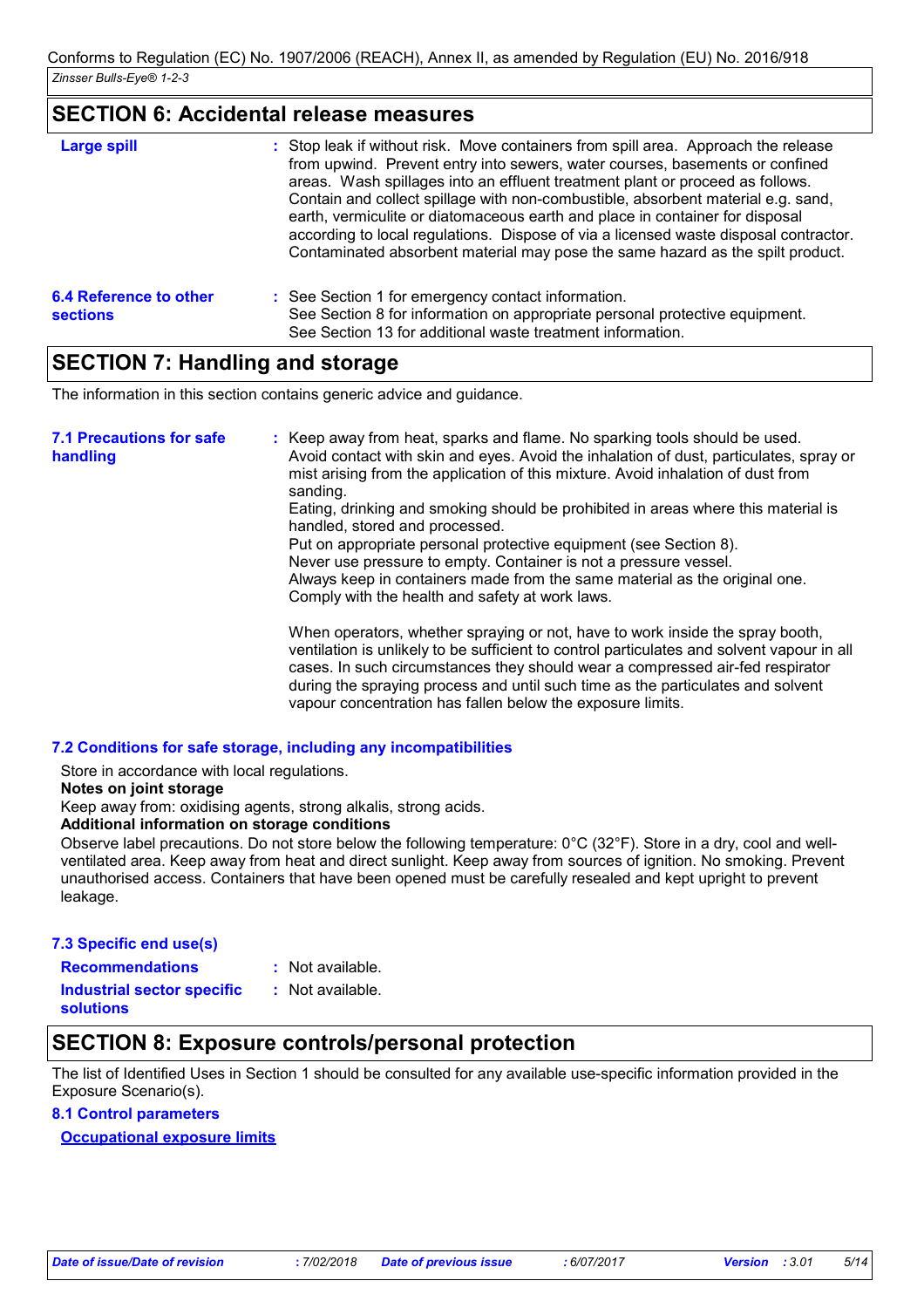## SECTION 6: Accidental release measures

**Large spill** : Stop leak if without risk. Move containers from spill area. Approach the release from upwind. Prevent entry into sewers, water courses, basements or confined areas. Wash spillages into an effluent treatment plant or proceed as follows. Contain and collect spillage with non-combustible, absorbent material e.g. sand, earth, vermiculite or diatomaceous earth and place in container for disposal according to local regulations. Dispose of via a licensed waste disposal contractor. Contaminated absorbent material may pose the same hazard as the spilt product.

**6.4 Reference to other sections** : See Section 1 for emergency contact information.
See Section 8 for information on appropriate personal protective equipment.
See Section 13 for additional waste treatment information.

## SECTION 7: Handling and storage

The information in this section contains generic advice and guidance.

**7.1 Precautions for safe handling** : Keep away from heat, sparks and flame. No sparking tools should be used.
Avoid contact with skin and eyes. Avoid the inhalation of dust, particulates, spray or mist arising from the application of this mixture. Avoid inhalation of dust from sanding.
Eating, drinking and smoking should be prohibited in areas where this material is handled, stored and processed.
Put on appropriate personal protective equipment (see Section 8).
Never use pressure to empty. Container is not a pressure vessel.
Always keep in containers made from the same material as the original one.
Comply with the health and safety at work laws.

When operators, whether spraying or not, have to work inside the spray booth, ventilation is unlikely to be sufficient to control particulates and solvent vapour in all cases. In such circumstances they should wear a compressed air-fed respirator during the spraying process and until such time as the particulates and solvent vapour concentration has fallen below the exposure limits.

**7.2 Conditions for safe storage, including any incompatibilities**

Store in accordance with local regulations.

**Notes on joint storage**

Keep away from: oxidising agents, strong alkalis, strong acids.

**Additional information on storage conditions**

Observe label precautions. Do not store below the following temperature: 0°C (32°F). Store in a dry, cool and well-ventilated area. Keep away from heat and direct sunlight. Keep away from sources of ignition. No smoking. Prevent unauthorised access. Containers that have been opened must be carefully resealed and kept upright to prevent leakage.

**7.3 Specific end use(s)**

**Recommendations** : Not available.

**Industrial sector specific solutions** : Not available.

## SECTION 8: Exposure controls/personal protection

The list of Identified Uses in Section 1 should be consulted for any available use-specific information provided in the Exposure Scenario(s).

**8.1 Control parameters**

**Occupational exposure limits**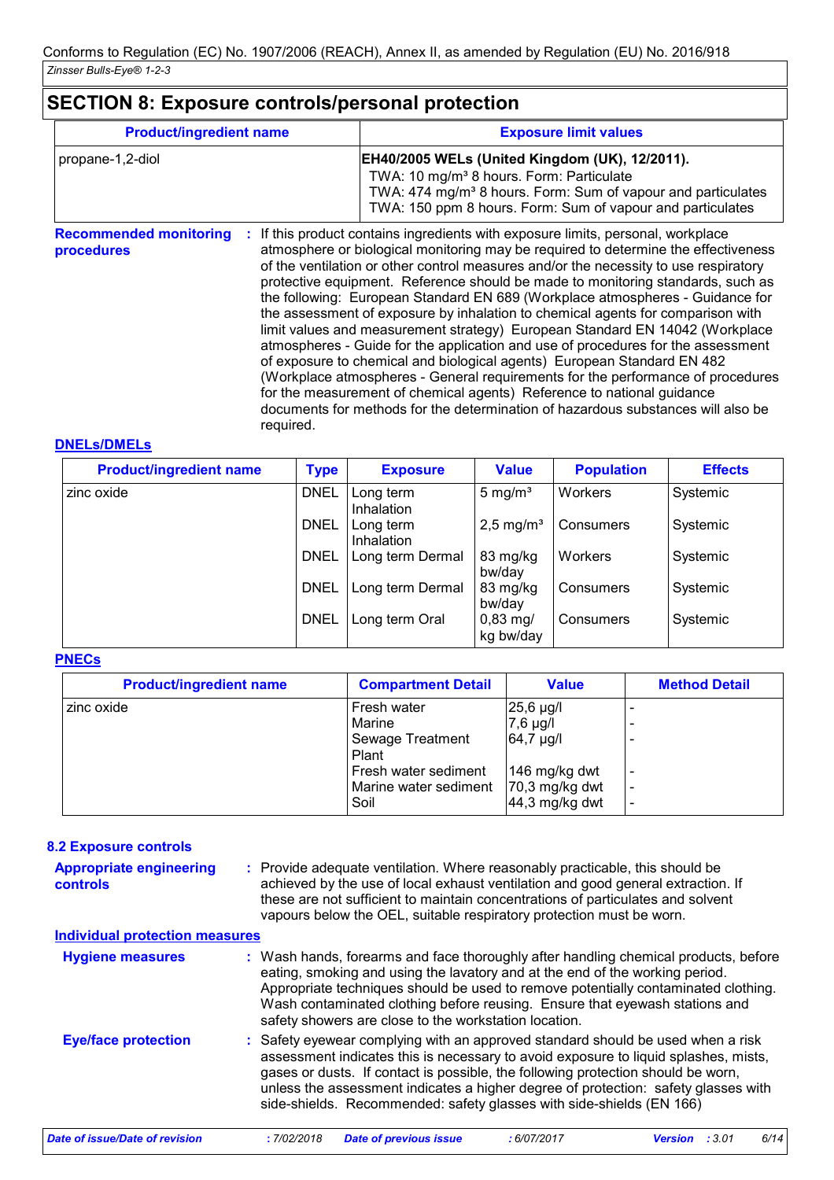## SECTION 8: Exposure controls/personal protection

| Product/ingredient name | Exposure limit values |
|---|---|
| propane-1,2-diol | **EH40/2005 WELs (United Kingdom (UK), 12/2011).** TWA: 10 mg/m³ 8 hours. Form: Particulate TWA: 474 mg/m³ 8 hours. Form: Sum of vapour and particulates TWA: 150 ppm 8 hours. Form: Sum of vapour and particulates |

**Recommended monitoring procedures** : If this product contains ingredients with exposure limits, personal, workplace atmosphere or biological monitoring may be required to determine the effectiveness of the ventilation or other control measures and/or the necessity to use respiratory protective equipment. Reference should be made to monitoring standards, such as the following: European Standard EN 689 (Workplace atmospheres - Guidance for the assessment of exposure by inhalation to chemical agents for comparison with limit values and measurement strategy) European Standard EN 14042 (Workplace atmospheres - Guide for the application and use of procedures for the assessment of exposure to chemical and biological agents) European Standard EN 482 (Workplace atmospheres - General requirements for the performance of procedures for the measurement of chemical agents) Reference to national guidance documents for methods for the determination of hazardous substances will also be required.

### DNELs/DMELs

| Product/ingredient name | Type | Exposure | Value | Population | Effects |
|---|---|---|---|---|---|
| zinc oxide | DNEL | Long term Inhalation | 5 mg/m³ | Workers | Systemic |
| | DNEL | Long term Inhalation | 2,5 mg/m³ | Consumers | Systemic |
| | DNEL | Long term Dermal | 83 mg/kg bw/day | Workers | Systemic |
| | DNEL | Long term Dermal | 83 mg/kg bw/day | Consumers | Systemic |
| | DNEL | Long term Oral | 0,83 mg/kg bw/day | Consumers | Systemic |

### PNECs

| Product/ingredient name | Compartment Detail | Value | Method Detail |
|---|---|---|---|
| zinc oxide | Fresh water | 25,6 µg/l | - |
| | Marine | 7,6 µg/l | - |
| | Sewage Treatment Plant | 64,7 µg/l | - |
| | Fresh water sediment | 146 mg/kg dwt | - |
| | Marine water sediment | 70,3 mg/kg dwt | - |
| | Soil | 44,3 mg/kg dwt | - |

### 8.2 Exposure controls

**Appropriate engineering controls** : Provide adequate ventilation. Where reasonably practicable, this should be achieved by the use of local exhaust ventilation and good general extraction. If these are not sufficient to maintain concentrations of particulates and solvent vapours below the OEL, suitable respiratory protection must be worn.

#### Individual protection measures

**Hygiene measures** : Wash hands, forearms and face thoroughly after handling chemical products, before eating, smoking and using the lavatory and at the end of the working period. Appropriate techniques should be used to remove potentially contaminated clothing. Wash contaminated clothing before reusing. Ensure that eyewash stations and safety showers are close to the workstation location.

**Eye/face protection** : Safety eyewear complying with an approved standard should be used when a risk assessment indicates this is necessary to avoid exposure to liquid splashes, mists, gases or dusts. If contact is possible, the following protection should be worn, unless the assessment indicates a higher degree of protection: safety glasses with side-shields. Recommended: safety glasses with side-shields (EN 166)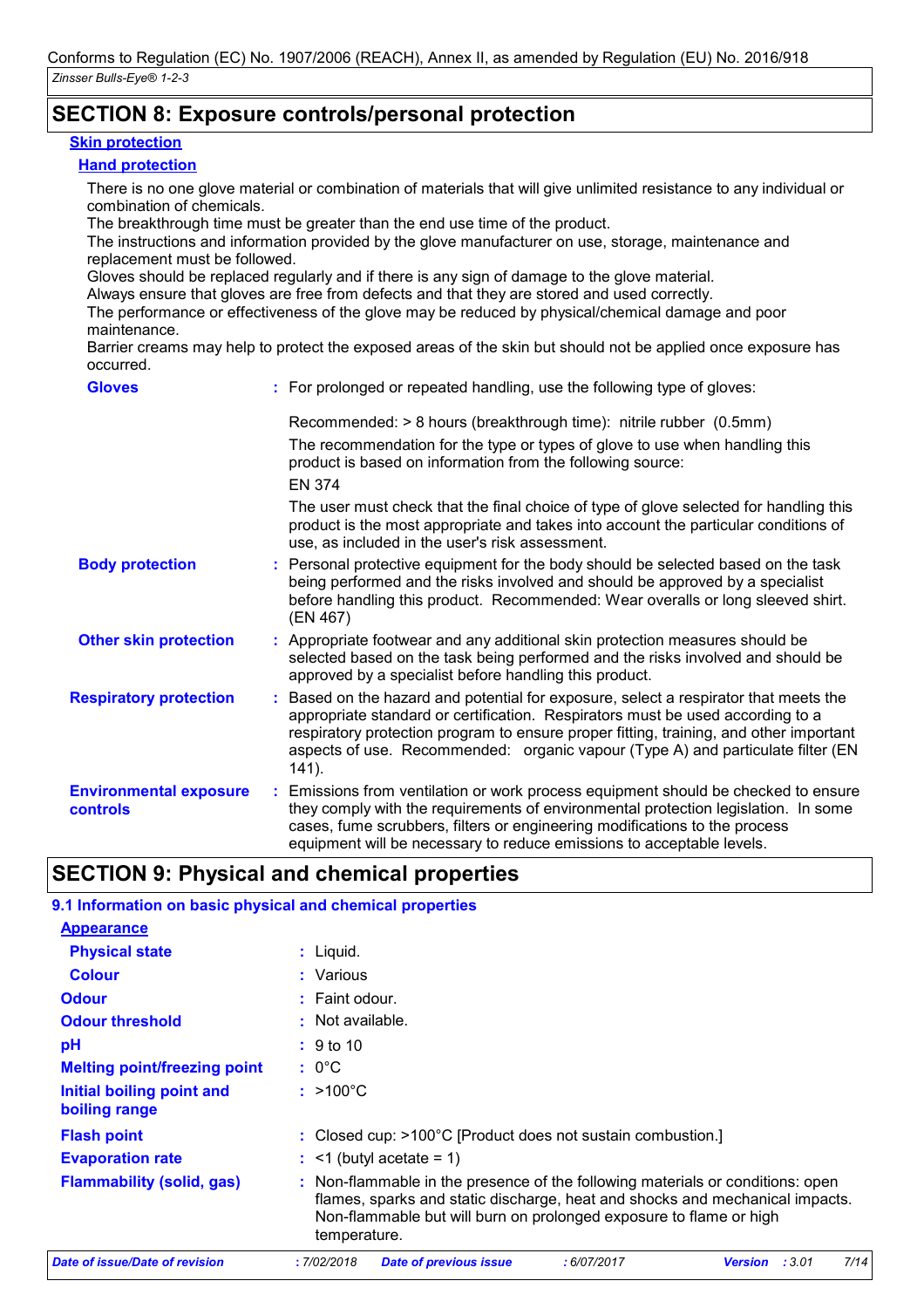## SECTION 8: Exposure controls/personal protection

**Skin protection**

**Hand protection**

There is no one glove material or combination of materials that will give unlimited resistance to any individual or combination of chemicals.
The breakthrough time must be greater than the end use time of the product.
The instructions and information provided by the glove manufacturer on use, storage, maintenance and replacement must be followed.
Gloves should be replaced regularly and if there is any sign of damage to the glove material.
Always ensure that gloves are free from defects and that they are stored and used correctly.
The performance or effectiveness of the glove may be reduced by physical/chemical damage and poor maintenance.
Barrier creams may help to protect the exposed areas of the skin but should not be applied once exposure has occurred.

| | |
|---|---|
| **Gloves** | : For prolonged or repeated handling, use the following type of gloves:<br><br>Recommended: > 8 hours (breakthrough time): nitrile rubber (0.5mm)<br>The recommendation for the type or types of glove to use when handling this product is based on information from the following source:<br>EN 374<br>The user must check that the final choice of type of glove selected for handling this product is the most appropriate and takes into account the particular conditions of use, as included in the user's risk assessment. |
| **Body protection** | : Personal protective equipment for the body should be selected based on the task being performed and the risks involved and should be approved by a specialist before handling this product. Recommended: Wear overalls or long sleeved shirt. (EN 467) |
| **Other skin protection** | : Appropriate footwear and any additional skin protection measures should be selected based on the task being performed and the risks involved and should be approved by a specialist before handling this product. |
| **Respiratory protection** | : Based on the hazard and potential for exposure, select a respirator that meets the appropriate standard or certification. Respirators must be used according to a respiratory protection program to ensure proper fitting, training, and other important aspects of use. Recommended: organic vapour (Type A) and particulate filter (EN 141). |
| **Environmental exposure controls** | : Emissions from ventilation or work process equipment should be checked to ensure they comply with the requirements of environmental protection legislation. In some cases, fume scrubbers, filters or engineering modifications to the process equipment will be necessary to reduce emissions to acceptable levels. |

## SECTION 9: Physical and chemical properties

### 9.1 Information on basic physical and chemical properties

**Appearance**

| | |
|---|---|
| **Physical state** | : Liquid. |
| **Colour** | : Various |
| **Odour** | : Faint odour. |
| **Odour threshold** | : Not available. |
| **pH** | : 9 to 10 |
| **Melting point/freezing point** | : 0°C |
| **Initial boiling point and boiling range** | : >100°C |
| **Flash point** | : Closed cup: >100°C [Product does not sustain combustion.] |
| **Evaporation rate** | : <1 (butyl acetate = 1) |
| **Flammability (solid, gas)** | : Non-flammable in the presence of the following materials or conditions: open flames, sparks and static discharge, heat and shocks and mechanical impacts. Non-flammable but will burn on prolonged exposure to flame or high temperature. |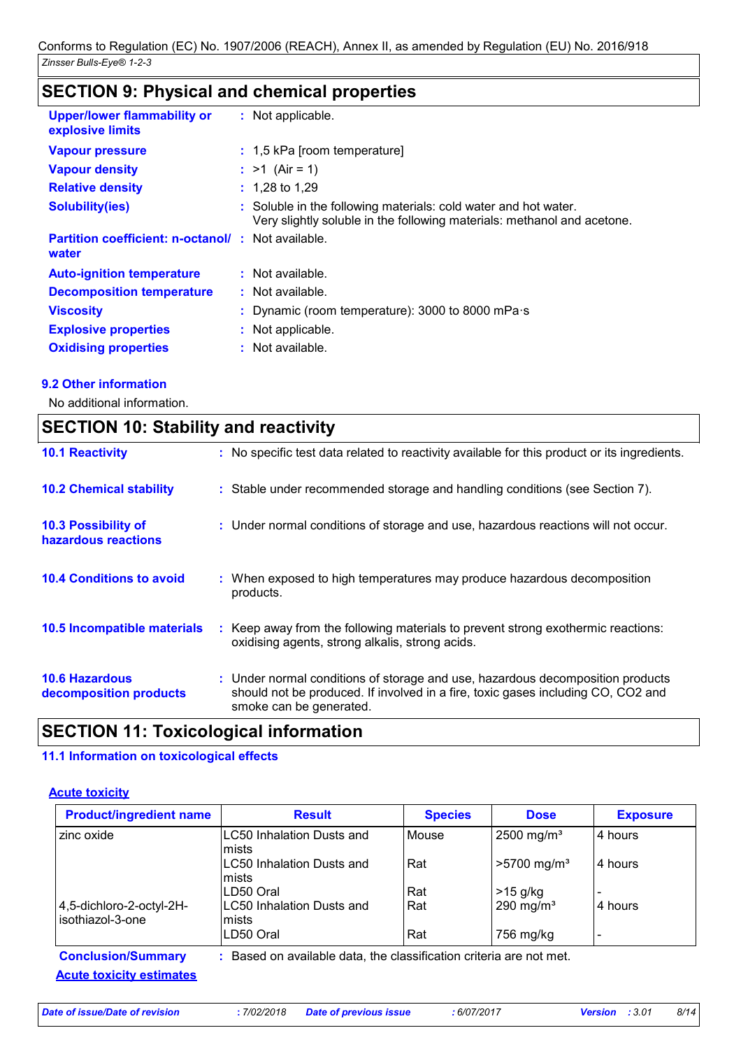## SECTION 9: Physical and chemical properties

| | | |
|---|---|---|
| **Upper/lower flammability or explosive limits** | : | Not applicable. |
| **Vapour pressure** | : | 1,5 kPa [room temperature] |
| **Vapour density** | : | >1 (Air = 1) |
| **Relative density** | : | 1,28 to 1,29 |
| **Solubility(ies)** | : | Soluble in the following materials: cold water and hot water. Very slightly soluble in the following materials: methanol and acetone. |
| **Partition coefficient: n-octanol/ water** | : | Not available. |
| **Auto-ignition temperature** | : | Not available. |
| **Decomposition temperature** | : | Not available. |
| **Viscosity** | : | Dynamic (room temperature): 3000 to 8000 mPa·s |
| **Explosive properties** | : | Not applicable. |
| **Oxidising properties** | : | Not available. |

### 9.2 Other information

No additional information.

## SECTION 10: Stability and reactivity

| | | |
|---|---|---|
| **10.1 Reactivity** | : | No specific test data related to reactivity available for this product or its ingredients. |
| **10.2 Chemical stability** | : | Stable under recommended storage and handling conditions (see Section 7). |
| **10.3 Possibility of hazardous reactions** | : | Under normal conditions of storage and use, hazardous reactions will not occur. |
| **10.4 Conditions to avoid** | : | When exposed to high temperatures may produce hazardous decomposition products. |
| **10.5 Incompatible materials** | : | Keep away from the following materials to prevent strong exothermic reactions: oxidising agents, strong alkalis, strong acids. |
| **10.6 Hazardous decomposition products** | : | Under normal conditions of storage and use, hazardous decomposition products should not be produced. If involved in a fire, toxic gases including CO, CO2 and smoke can be generated. |

## SECTION 11: Toxicological information

### 11.1 Information on toxicological effects

**Acute toxicity**

| Product/ingredient name | Result | Species | Dose | Exposure |
|---|---|---|---|---|
| zinc oxide | LC50 Inhalation Dusts and mists | Mouse | 2500 mg/m³ | 4 hours |
| | LC50 Inhalation Dusts and mists | Rat | >5700 mg/m³ | 4 hours |
| | LD50 Oral | Rat | >15 g/kg | - |
| 4,5-dichloro-2-octyl-2H-isothiazol-3-one | LC50 Inhalation Dusts and mists | Rat | 290 mg/m³ | 4 hours |
| | LD50 Oral | Rat | 756 mg/kg | - |

**Conclusion/Summary** : Based on available data, the classification criteria are not met.

**Acute toxicity estimates**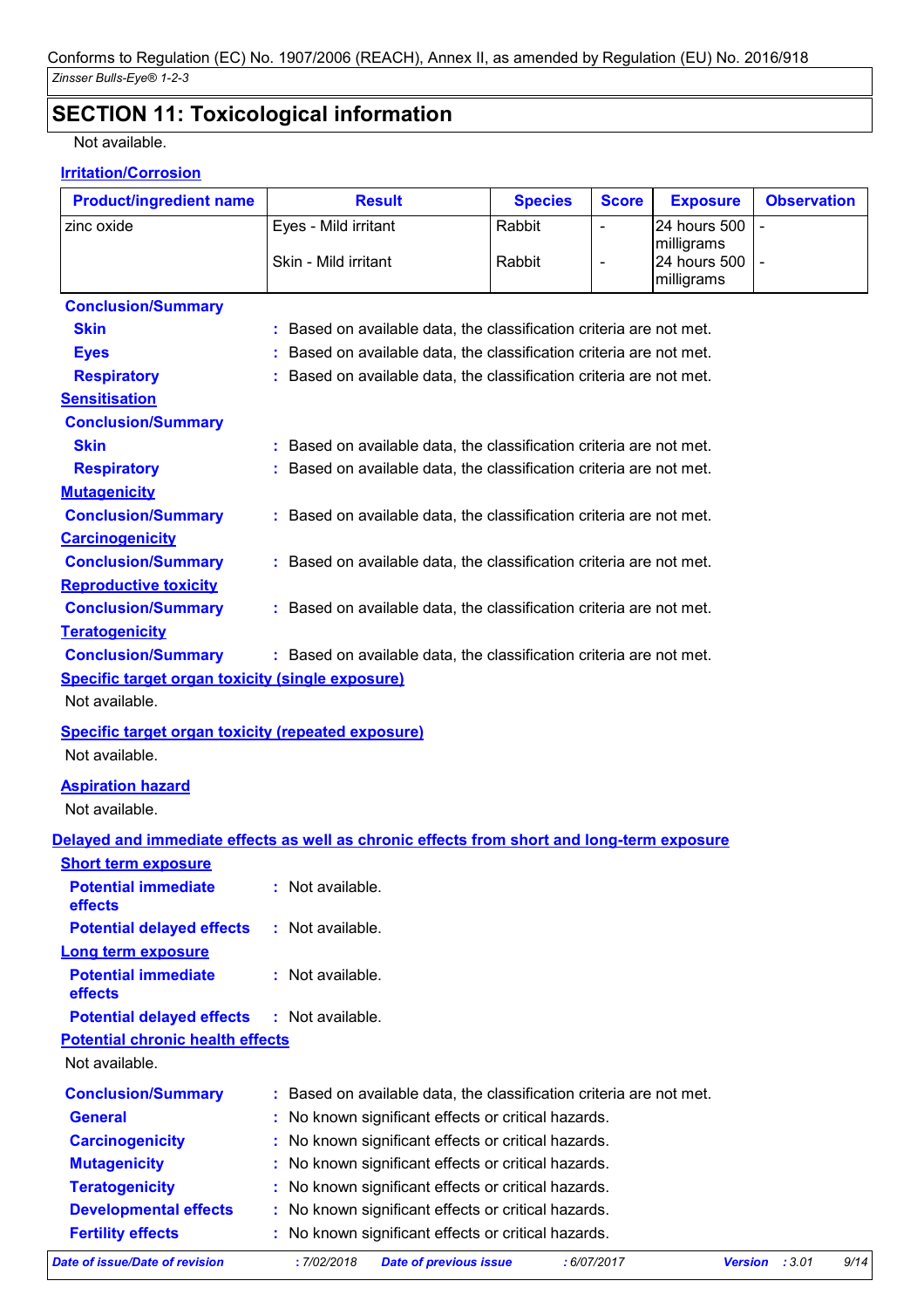## SECTION 11: Toxicological information

Not available.

**Irritation/Corrosion**

| Product/ingredient name | Result | Species | Score | Exposure | Observation |
|---|---|---|---|---|---|
| zinc oxide | Eyes - Mild irritant | Rabbit | - | 24 hours 500 milligrams | - |
| | Skin - Mild irritant | Rabbit | - | 24 hours 500 milligrams | - |

**Conclusion/Summary**

**Skin** : Based on available data, the classification criteria are not met.

**Eyes** : Based on available data, the classification criteria are not met.

**Respiratory** : Based on available data, the classification criteria are not met.

**Sensitisation**

**Conclusion/Summary**

**Skin** : Based on available data, the classification criteria are not met.

**Respiratory** : Based on available data, the classification criteria are not met.

**Mutagenicity**

**Conclusion/Summary** : Based on available data, the classification criteria are not met.

**Carcinogenicity**

**Conclusion/Summary** : Based on available data, the classification criteria are not met.

**Reproductive toxicity**

**Conclusion/Summary** : Based on available data, the classification criteria are not met.

**Teratogenicity**

**Conclusion/Summary** : Based on available data, the classification criteria are not met.

**Specific target organ toxicity (single exposure)**

Not available.

**Specific target organ toxicity (repeated exposure)**

Not available.

**Aspiration hazard**

Not available.

**Delayed and immediate effects as well as chronic effects from short and long-term exposure**

**Short term exposure**

**Potential immediate effects** : Not available.

**Potential delayed effects** : Not available.

**Long term exposure**

**Potential immediate effects** : Not available.

**Potential delayed effects** : Not available.

**Potential chronic health effects**

Not available.

**Conclusion/Summary** : Based on available data, the classification criteria are not met.

**General** : No known significant effects or critical hazards.

**Carcinogenicity** : No known significant effects or critical hazards.

**Mutagenicity** : No known significant effects or critical hazards.

**Teratogenicity** : No known significant effects or critical hazards.

**Developmental effects** : No known significant effects or critical hazards.

**Fertility effects** : No known significant effects or critical hazards.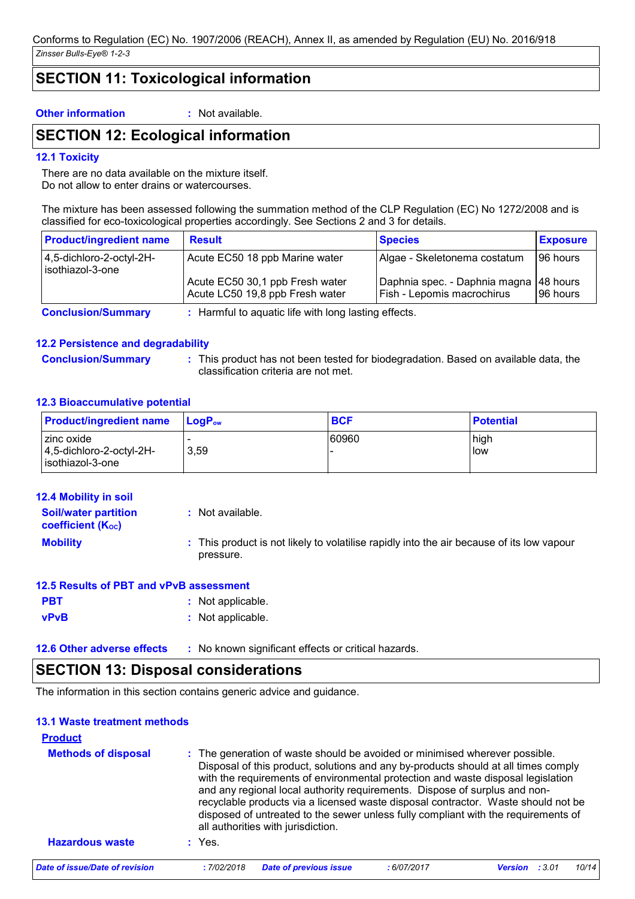## SECTION 11: Toxicological information

**Other information** : Not available.

## SECTION 12: Ecological information

### 12.1 Toxicity

There are no data available on the mixture itself.
Do not allow to enter drains or watercourses.

The mixture has been assessed following the summation method of the CLP Regulation (EC) No 1272/2008 and is classified for eco-toxicological properties accordingly. See Sections 2 and 3 for details.

| Product/ingredient name | Result | Species | Exposure |
|---|---|---|---|
| 4,5-dichloro-2-octyl-2H-isothiazol-3-one | Acute EC50 18 ppb Marine water | Algae - Skeletonema costatum | 96 hours |
| | Acute EC50 30,1 ppb Fresh water | Daphnia spec. - Daphnia magna | 48 hours |
| | Acute LC50 19,8 ppb Fresh water | Fish - Lepomis macrochirus | 96 hours |

**Conclusion/Summary** : Harmful to aquatic life with long lasting effects.

### 12.2 Persistence and degradability

**Conclusion/Summary** : This product has not been tested for biodegradation. Based on available data, the classification criteria are not met.

### 12.3 Bioaccumulative potential

| Product/ingredient name | $LogP_{ow}$ | BCF | Potential |
|---|---|---|---|
| zinc oxide | - | 60960 | high |
| 4,5-dichloro-2-octyl-2H-isothiazol-3-one | 3,59 | - | low |

### 12.4 Mobility in soil

**Soil/water partition coefficient ($K_{OC}$)** : Not available.

**Mobility** : This product is not likely to volatilise rapidly into the air because of its low vapour pressure.

### 12.5 Results of PBT and vPvB assessment

**PBT** : Not applicable.

**vPvB** : Not applicable.

### 12.6 Other adverse effects

: No known significant effects or critical hazards.

## SECTION 13: Disposal considerations

The information in this section contains generic advice and guidance.

### 13.1 Waste treatment methods

**Product**

**Methods of disposal** : The generation of waste should be avoided or minimised wherever possible. Disposal of this product, solutions and any by-products should at all times comply with the requirements of environmental protection and waste disposal legislation and any regional local authority requirements. Dispose of surplus and non-recyclable products via a licensed waste disposal contractor. Waste should not be disposed of untreated to the sewer unless fully compliant with the requirements of all authorities with jurisdiction.

**Hazardous waste** : Yes.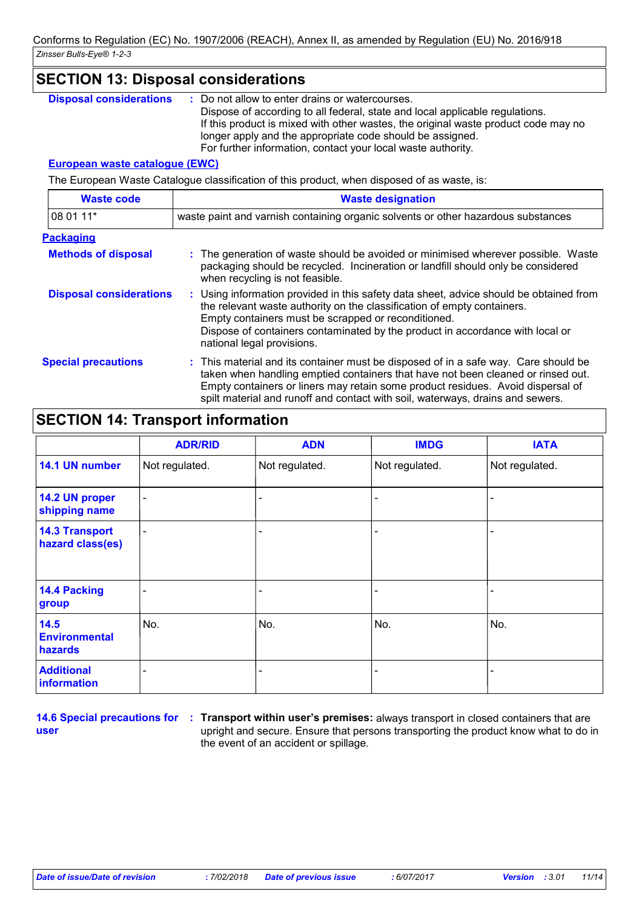## SECTION 13: Disposal considerations

**Disposal considerations** : Do not allow to enter drains or watercourses.
Dispose of according to all federal, state and local applicable regulations.
If this product is mixed with other wastes, the original waste product code may no longer apply and the appropriate code should be assigned.
For further information, contact your local waste authority.

**European waste catalogue (EWC)**

The European Waste Catalogue classification of this product, when disposed of as waste, is:

| Waste code | Waste designation |
|---|---|
| 08 01 11* | waste paint and varnish containing organic solvents or other hazardous substances |

**Packaging**

**Methods of disposal** : The generation of waste should be avoided or minimised wherever possible. Waste packaging should be recycled. Incineration or landfill should only be considered when recycling is not feasible.

**Disposal considerations** : Using information provided in this safety data sheet, advice should be obtained from the relevant waste authority on the classification of empty containers.
Empty containers must be scrapped or reconditioned.
Dispose of containers contaminated by the product in accordance with local or national legal provisions.

**Special precautions** : This material and its container must be disposed of in a safe way. Care should be taken when handling emptied containers that have not been cleaned or rinsed out. Empty containers or liners may retain some product residues. Avoid dispersal of spilt material and runoff and contact with soil, waterways, drains and sewers.

## SECTION 14: Transport information

| | ADR/RID | ADN | IMDG | IATA |
|---|---|---|---|---|
| 14.1 UN number | Not regulated. | Not regulated. | Not regulated. | Not regulated. |
| 14.2 UN proper shipping name | - | - | - | - |
| 14.3 Transport hazard class(es) | - | - | - | - |
| 14.4 Packing group | - | - | - | - |
| 14.5 Environmental hazards | No. | No. | No. | No. |
| Additional information | - | - | - | - |

**14.6 Special precautions for user** : **Transport within user's premises:** always transport in closed containers that are upright and secure. Ensure that persons transporting the product know what to do in the event of an accident or spillage.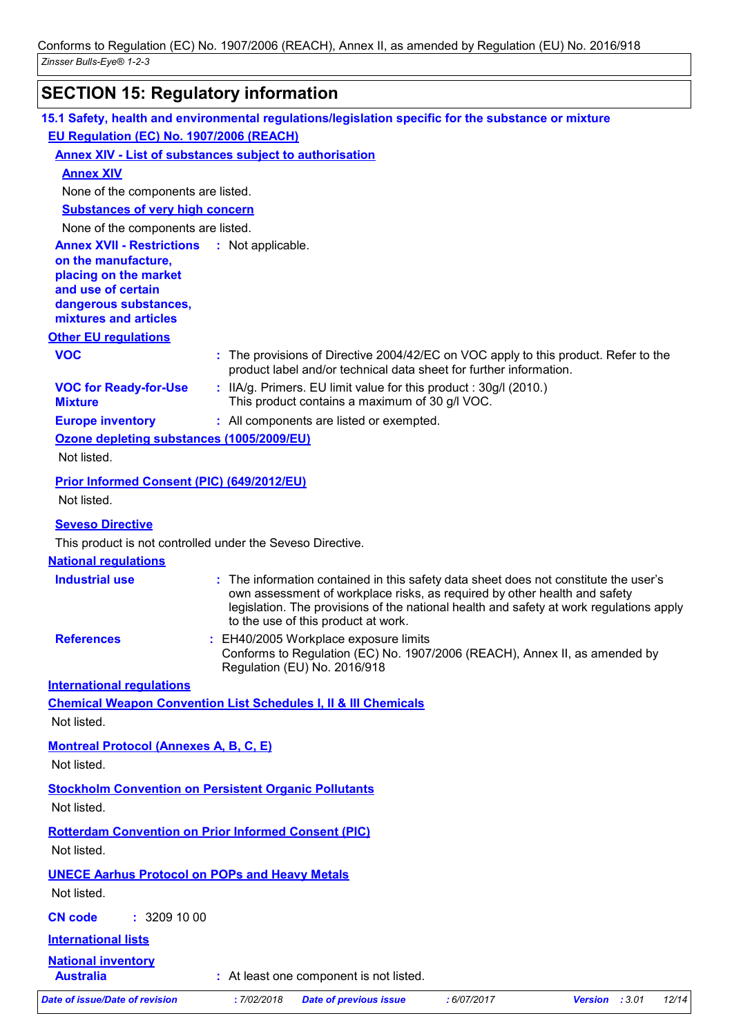## SECTION 15: Regulatory information

### 15.1 Safety, health and environmental regulations/legislation specific for the substance or mixture

**EU Regulation (EC) No. 1907/2006 (REACH)**

**Annex XIV - List of substances subject to authorisation**

**Annex XIV**

None of the components are listed.

**Substances of very high concern**

None of the components are listed.

**Annex XVII - Restrictions on the manufacture, placing on the market and use of certain dangerous substances, mixtures and articles** : Not applicable.

**Other EU regulations**

**VOC** : The provisions of Directive 2004/42/EC on VOC apply to this product. Refer to the product label and/or technical data sheet for further information.

**VOC for Ready-for-Use Mixture** : IIA/g. Primers. EU limit value for this product : 30g/l (2010.) This product contains a maximum of 30 g/l VOC.

**Europe inventory** : All components are listed or exempted.

**Ozone depleting substances (1005/2009/EU)**

Not listed.

**Prior Informed Consent (PIC) (649/2012/EU)**

Not listed.

**Seveso Directive**

This product is not controlled under the Seveso Directive.

**National regulations**

**Industrial use** : The information contained in this safety data sheet does not constitute the user's own assessment of workplace risks, as required by other health and safety legislation. The provisions of the national health and safety at work regulations apply to the use of this product at work.

**References** : EH40/2005 Workplace exposure limits
Conforms to Regulation (EC) No. 1907/2006 (REACH), Annex II, as amended by Regulation (EU) No. 2016/918

**International regulations**

**Chemical Weapon Convention List Schedules I, II & III Chemicals**

Not listed.

**Montreal Protocol (Annexes A, B, C, E)**

Not listed.

**Stockholm Convention on Persistent Organic Pollutants**

Not listed.

**Rotterdam Convention on Prior Informed Consent (PIC)**

Not listed.

**UNECE Aarhus Protocol on POPs and Heavy Metals**

Not listed.

**CN code** : 3209 10 00

**International lists**

**National inventory**

**Australia** : At least one component is not listed.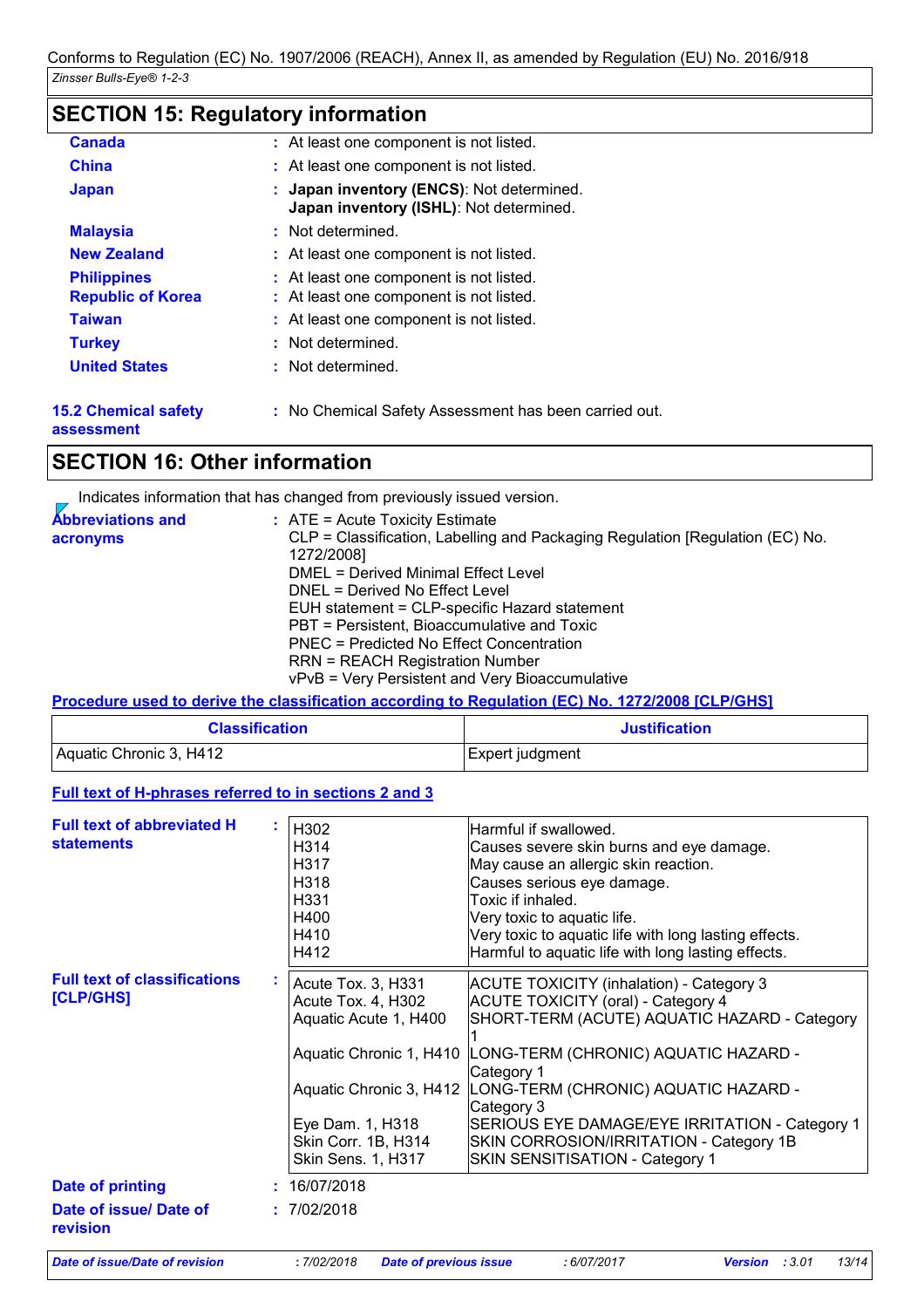## SECTION 15: Regulatory information

| | | |
|---|---|---|
| **Canada** | : | At least one component is not listed. |
| **China** | : | At least one component is not listed. |
| **Japan** | : | **Japan inventory (ENCS)**: Not determined.<br>**Japan inventory (ISHL)**: Not determined. |
| **Malaysia** | : | Not determined. |
| **New Zealand** | : | At least one component is not listed. |
| **Philippines** | : | At least one component is not listed. |
| **Republic of Korea** | : | At least one component is not listed. |
| **Taiwan** | : | At least one component is not listed. |
| **Turkey** | : | Not determined. |
| **United States** | : | Not determined. |

**15.2 Chemical safety assessment** : No Chemical Safety Assessment has been carried out.

## SECTION 16: Other information

Indicates information that has changed from previously issued version.

**Abbreviations and acronyms** :
ATE = Acute Toxicity Estimate
CLP = Classification, Labelling and Packaging Regulation [Regulation (EC) No. 1272/2008]
DMEL = Derived Minimal Effect Level
DNEL = Derived No Effect Level
EUH statement = CLP-specific Hazard statement
PBT = Persistent, Bioaccumulative and Toxic
PNEC = Predicted No Effect Concentration
RRN = REACH Registration Number
vPvB = Very Persistent and Very Bioaccumulative

**Procedure used to derive the classification according to Regulation (EC) No. 1272/2008 [CLP/GHS]**

| Classification | Justification |
|---|---|
| Aquatic Chronic 3, H412 | Expert judgment |

**Full text of H-phrases referred to in sections 2 and 3**

**Full text of abbreviated H statements** :

| | |
|---|---|
| H302 | Harmful if swallowed. |
| H314 | Causes severe skin burns and eye damage. |
| H317 | May cause an allergic skin reaction. |
| H318 | Causes serious eye damage. |
| H331 | Toxic if inhaled. |
| H400 | Very toxic to aquatic life. |
| H410 | Very toxic to aquatic life with long lasting effects. |
| H412 | Harmful to aquatic life with long lasting effects. |

**Full text of classifications [CLP/GHS]** :

| | |
|---|---|
| Acute Tox. 3, H331 | ACUTE TOXICITY (inhalation) - Category 3 |
| Acute Tox. 4, H302 | ACUTE TOXICITY (oral) - Category 4 |
| Aquatic Acute 1, H400 | SHORT-TERM (ACUTE) AQUATIC HAZARD - Category 1 |
| Aquatic Chronic 1, H410 | LONG-TERM (CHRONIC) AQUATIC HAZARD - Category 1 |
| Aquatic Chronic 3, H412 | LONG-TERM (CHRONIC) AQUATIC HAZARD - Category 3 |
| Eye Dam. 1, H318 | SERIOUS EYE DAMAGE/EYE IRRITATION - Category 1 |
| Skin Corr. 1B, H314 | SKIN CORROSION/IRRITATION - Category 1B |
| Skin Sens. 1, H317 | SKIN SENSITISATION - Category 1 |

**Date of printing** : 16/07/2018

**Date of issue/ Date of revision** : 7/02/2018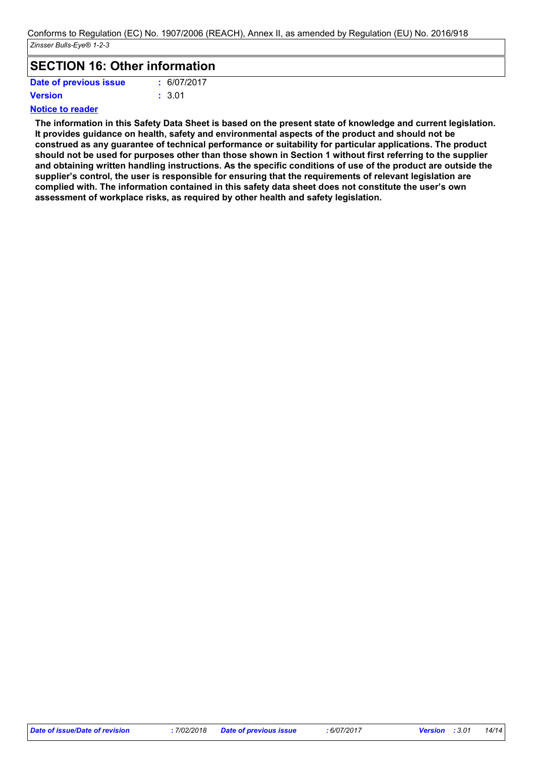## SECTION 16: Other information

**Date of previous issue** : 6/07/2017

**Version** : 3.01

**Notice to reader**

**The information in this Safety Data Sheet is based on the present state of knowledge and current legislation. It provides guidance on health, safety and environmental aspects of the product and should not be construed as any guarantee of technical performance or suitability for particular applications. The product should not be used for purposes other than those shown in Section 1 without first referring to the supplier and obtaining written handling instructions. As the specific conditions of use of the product are outside the supplier's control, the user is responsible for ensuring that the requirements of relevant legislation are complied with. The information contained in this safety data sheet does not constitute the user's own assessment of workplace risks, as required by other health and safety legislation.**